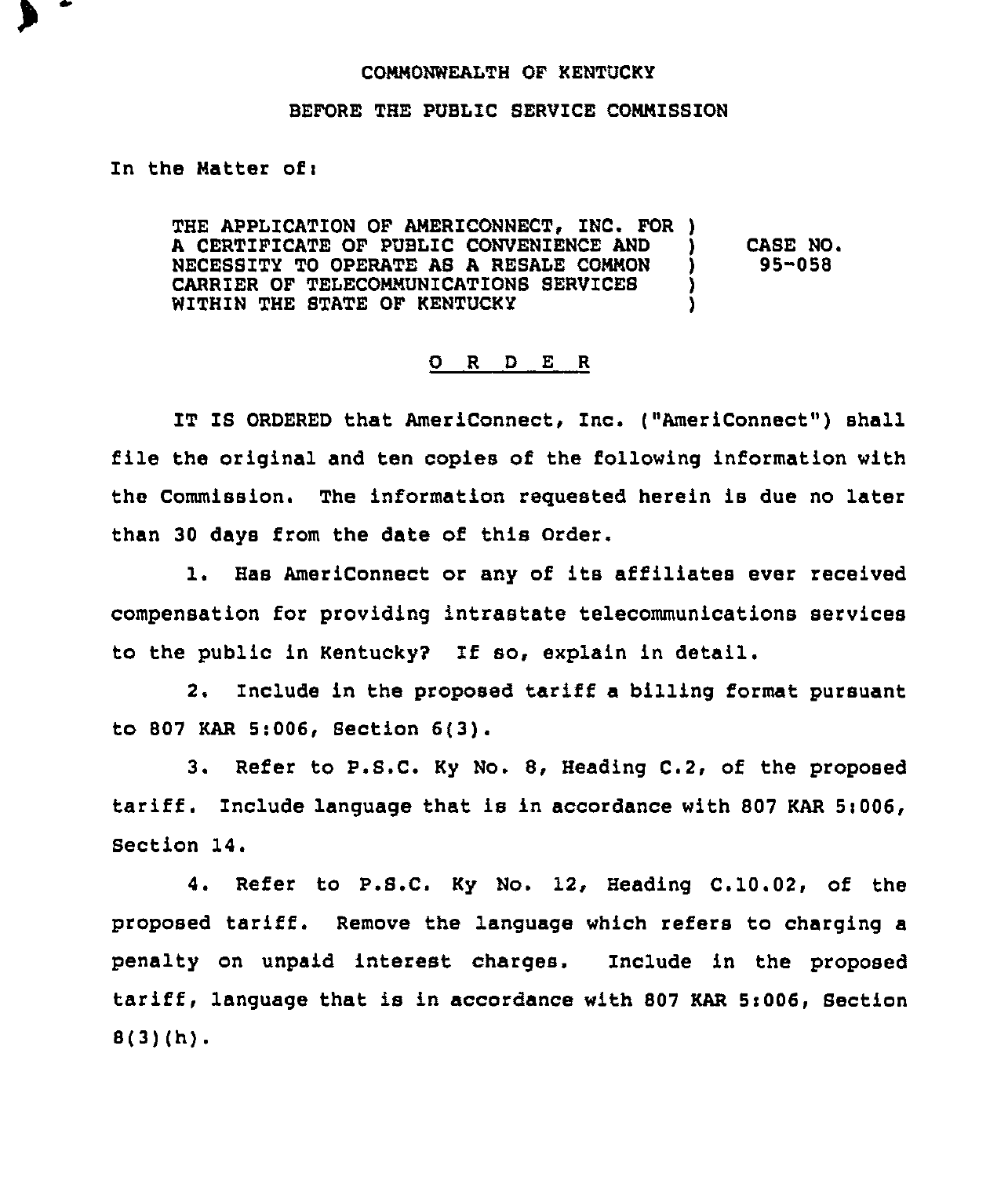COMMONWEALTH OF KENTUCKY

BEFORE THE PUBLIC SERVICE COMMISSION

In the Matter of:

| | | |
|---|---|---|
| THE APPLICATION OF AMERICONNECT, INC. FOR A CERTIFICATE OF PUBLIC CONVENIENCE AND NECESSITY TO OPERATE AS A RESALE COMMON CARRIER OF TELECOMMUNICATIONS SERVICES WITHIN THE STATE OF KENTUCKY | ) | CASE NO. 95-058 |

## O R D E R

IT IS ORDERED that AmeriConnect, Inc. ("AmeriConnect") shall file the original and ten copies of the following information with the Commission. The information requested herein is due no later than 30 days from the date of this Order.

1. Has AmeriConnect or any of its affiliates ever received compensation for providing intrastate telecommunications services to the public in Kentucky? If so, explain in detail.

2. Include in the proposed tariff a billing format pursuant to 807 KAR 5:006, Section 6(3).

3. Refer to P.S.C. Ky No. 8, Heading C.2, of the proposed tariff. Include language that is in accordance with 807 KAR 5:006, Section 14.

4. Refer to P.S.C. Ky No. 12, Heading C.10.02, of the proposed tariff. Remove the language which refers to charging a penalty on unpaid interest charges. Include in the proposed tariff, language that is in accordance with 807 KAR 5:006, Section 8(3)(h).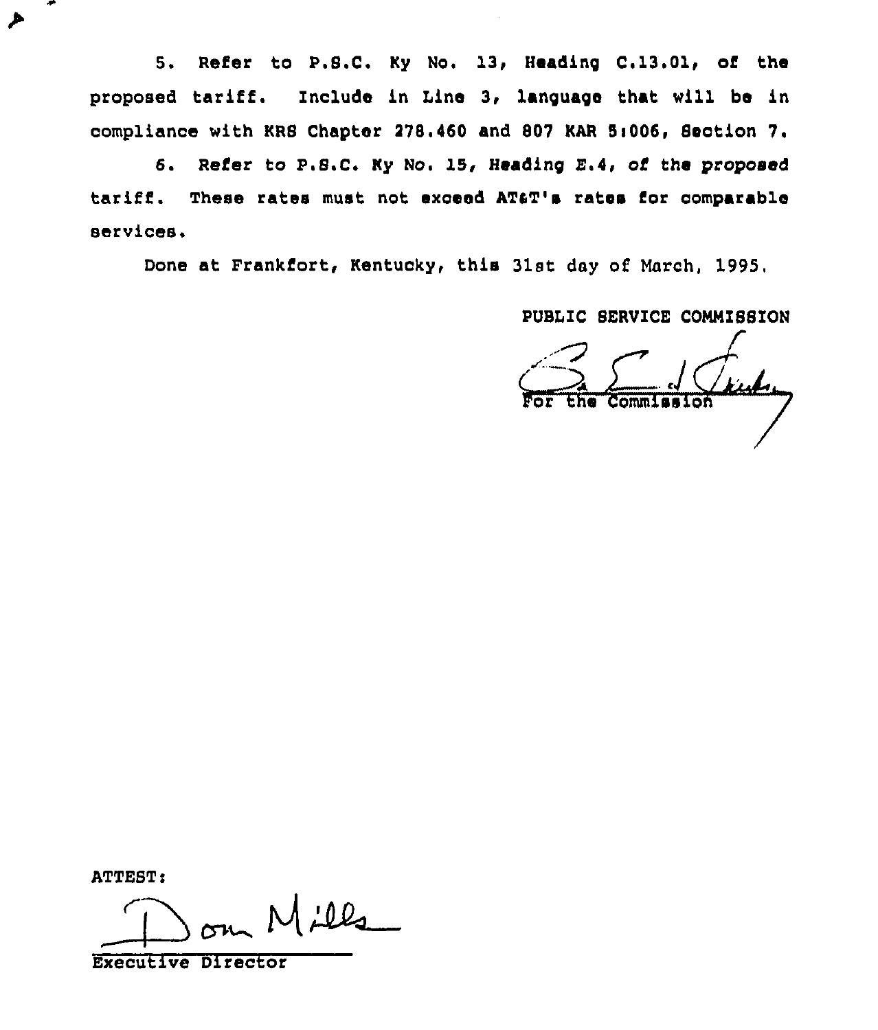5. Refer to P.S.C. Ky No. 13, Heading C.13.01, of the proposed tariff. Include in Line 3, language that will be in compliance with KRS Chapter 278.460 and 807 KAR 5:006, Section 7.

6. Refer to P.S.C. Ky No. 15, Heading E.4, of the proposed tariff. These rates must not exceed AT&T's rates for comparable services.

Done at Frankfort, Kentucky, this 31st day of March, 1995.

PUBLIC SERVICE COMMISSION

For the Commission

ATTEST:

Executive Director